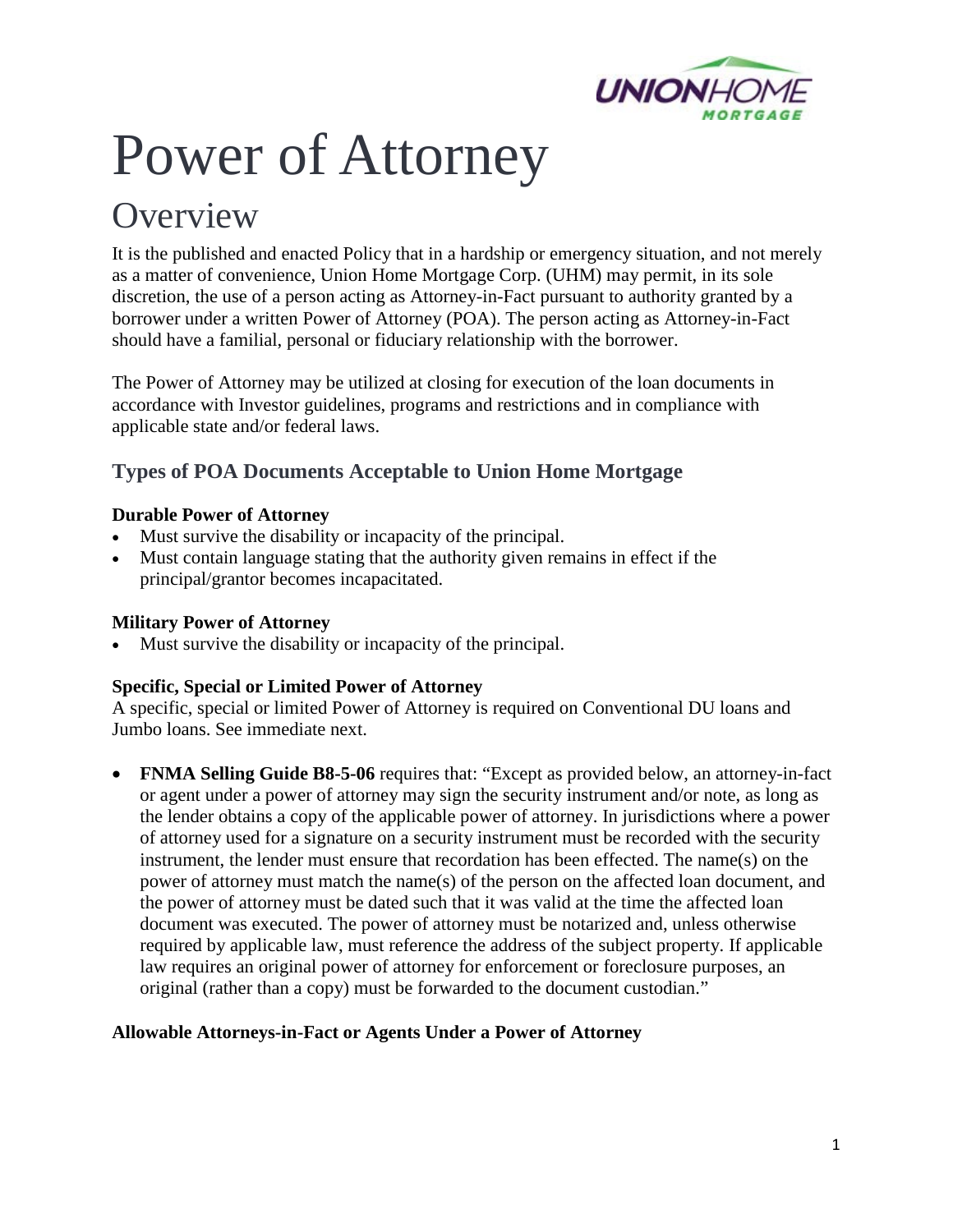# Power of Attorney

## Overview

It is the published and enacted Policy that in a hardship or emergency situation, and not merely as a matter of convenience, Union Home Mortgage Corp. (UHM) may permit, in its sole discretion, the use of a person acting as Attorney-in-Fact pursuant to authority granted by a borrower under a written Power of Attorney (POA). The person acting as Attorney-in-Fact should have a familial, personal or fiduciary relationship with the borrower.

The Power of Attorney may be utilized at closing for execution of the loan documents in accordance with Investor guidelines, programs and restrictions and in compliance with applicable state and/or federal laws.

### Types of POA Documents Acceptable to Union Home Mortgage

**Durable Power of Attorney**

- Must survive the disability or incapacity of the principal.
- Must contain language stating that the authority given remains in effect if the principal/grantor becomes incapacitated.

**Military Power of Attorney**

- Must survive the disability or incapacity of the principal.

**Specific, Special or Limited Power of Attorney**

A specific, special or limited Power of Attorney is required on Conventional DU loans and Jumbo loans. See immediate next.

- **FNMA Selling Guide B8-5-06** requires that: "Except as provided below, an attorney-in-fact or agent under a power of attorney may sign the security instrument and/or note, as long as the lender obtains a copy of the applicable power of attorney. In jurisdictions where a power of attorney used for a signature on a security instrument must be recorded with the security instrument, the lender must ensure that recordation has been effected. The name(s) on the power of attorney must match the name(s) of the person on the affected loan document, and the power of attorney must be dated such that it was valid at the time the affected loan document was executed. The power of attorney must be notarized and, unless otherwise required by applicable law, must reference the address of the subject property. If applicable law requires an original power of attorney for enforcement or foreclosure purposes, an original (rather than a copy) must be forwarded to the document custodian."

**Allowable Attorneys-in-Fact or Agents Under a Power of Attorney**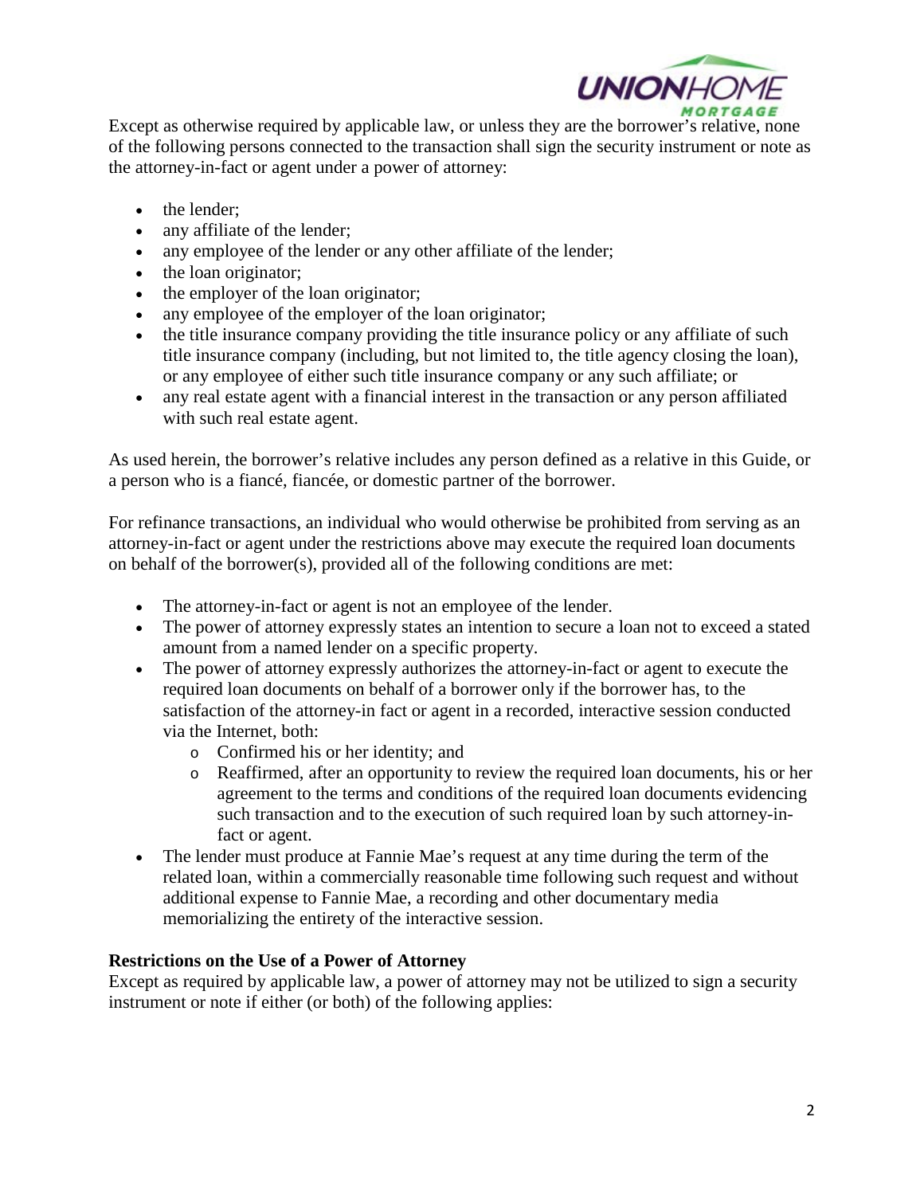Except as otherwise required by applicable law, or unless they are the borrower's relative, none of the following persons connected to the transaction shall sign the security instrument or note as the attorney-in-fact or agent under a power of attorney:

- the lender;
- any affiliate of the lender;
- any employee of the lender or any other affiliate of the lender;
- the loan originator;
- the employer of the loan originator;
- any employee of the employer of the loan originator;
- the title insurance company providing the title insurance policy or any affiliate of such title insurance company (including, but not limited to, the title agency closing the loan), or any employee of either such title insurance company or any such affiliate; or
- any real estate agent with a financial interest in the transaction or any person affiliated with such real estate agent.

As used herein, the borrower's relative includes any person defined as a relative in this Guide, or a person who is a fiancé, fiancée, or domestic partner of the borrower.

For refinance transactions, an individual who would otherwise be prohibited from serving as an attorney-in-fact or agent under the restrictions above may execute the required loan documents on behalf of the borrower(s), provided all of the following conditions are met:

- The attorney-in-fact or agent is not an employee of the lender.
- The power of attorney expressly states an intention to secure a loan not to exceed a stated amount from a named lender on a specific property.
- The power of attorney expressly authorizes the attorney-in-fact or agent to execute the required loan documents on behalf of a borrower only if the borrower has, to the satisfaction of the attorney-in fact or agent in a recorded, interactive session conducted via the Internet, both:
  - Confirmed his or her identity; and
  - Reaffirmed, after an opportunity to review the required loan documents, his or her agreement to the terms and conditions of the required loan documents evidencing such transaction and to the execution of such required loan by such attorney-in-fact or agent.
- The lender must produce at Fannie Mae's request at any time during the term of the related loan, within a commercially reasonable time following such request and without additional expense to Fannie Mae, a recording and other documentary media memorializing the entirety of the interactive session.

**Restrictions on the Use of a Power of Attorney**

Except as required by applicable law, a power of attorney may not be utilized to sign a security instrument or note if either (or both) of the following applies: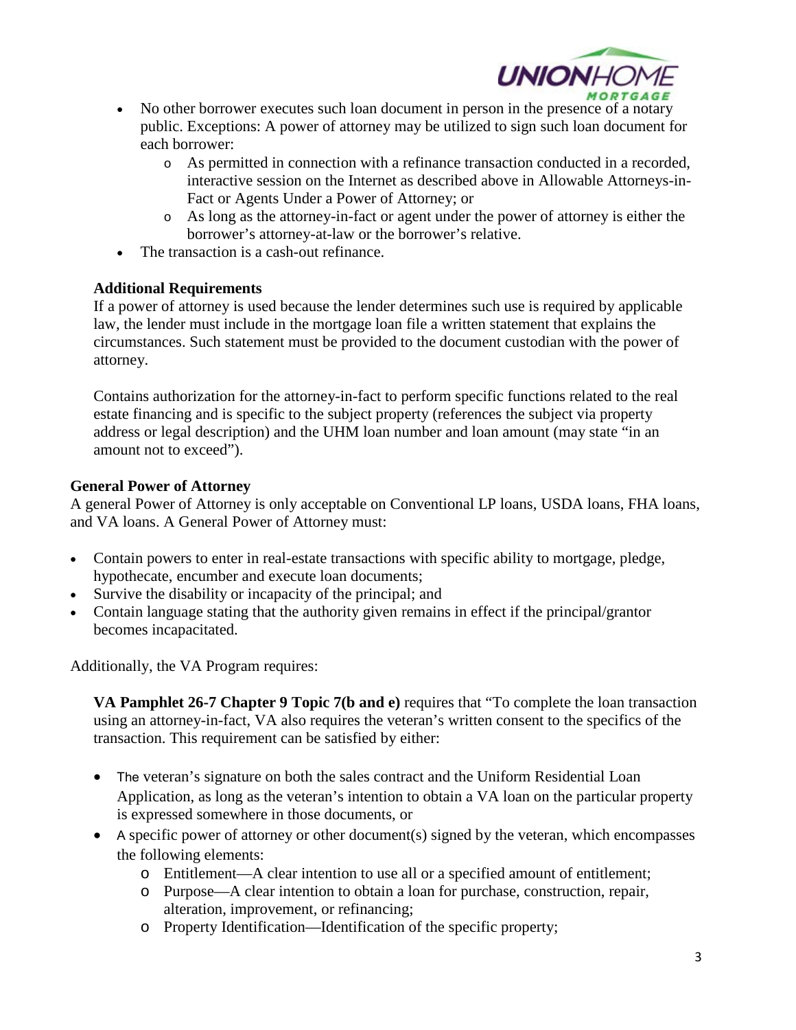- No other borrower executes such loan document in person in the presence of a notary public. Exceptions: A power of attorney may be utilized to sign such loan document for each borrower:
    - As permitted in connection with a refinance transaction conducted in a recorded, interactive session on the Internet as described above in Allowable Attorneys-in-Fact or Agents Under a Power of Attorney; or
    - As long as the attorney-in-fact or agent under the power of attorney is either the borrower's attorney-at-law or the borrower's relative.
- The transaction is a cash-out refinance.

**Additional Requirements**

If a power of attorney is used because the lender determines such use is required by applicable law, the lender must include in the mortgage loan file a written statement that explains the circumstances. Such statement must be provided to the document custodian with the power of attorney.

Contains authorization for the attorney-in-fact to perform specific functions related to the real estate financing and is specific to the subject property (references the subject via property address or legal description) and the UHM loan number and loan amount (may state "in an amount not to exceed").

**General Power of Attorney**

A general Power of Attorney is only acceptable on Conventional LP loans, USDA loans, FHA loans, and VA loans. A General Power of Attorney must:

- Contain powers to enter in real-estate transactions with specific ability to mortgage, pledge, hypothecate, encumber and execute loan documents;
- Survive the disability or incapacity of the principal; and
- Contain language stating that the authority given remains in effect if the principal/grantor becomes incapacitated.

Additionally, the VA Program requires:

**VA Pamphlet 26-7 Chapter 9 Topic 7(b and e)** requires that "To complete the loan transaction using an attorney-in-fact, VA also requires the veteran's written consent to the specifics of the transaction. This requirement can be satisfied by either:

- The veteran's signature on both the sales contract and the Uniform Residential Loan Application, as long as the veteran's intention to obtain a VA loan on the particular property is expressed somewhere in those documents, or
- A specific power of attorney or other document(s) signed by the veteran, which encompasses the following elements:
    - Entitlement—A clear intention to use all or a specified amount of entitlement;
    - Purpose—A clear intention to obtain a loan for purchase, construction, repair, alteration, improvement, or refinancing;
    - Property Identification—Identification of the specific property;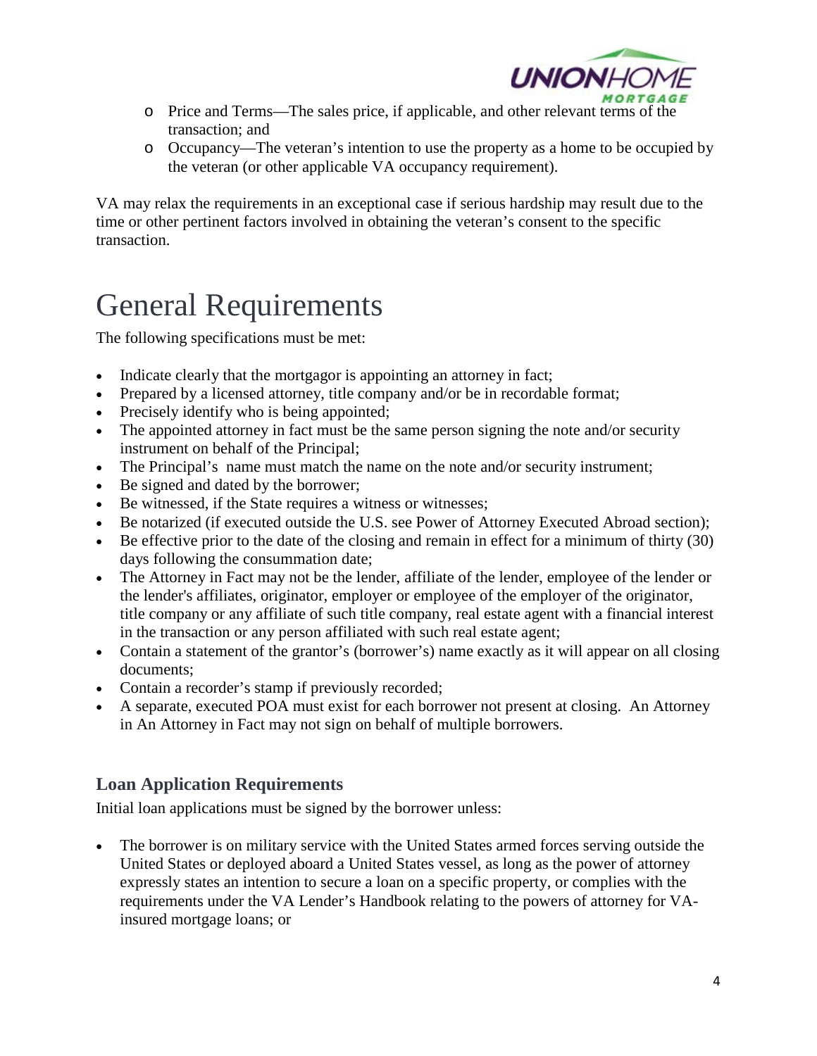- Price and Terms—The sales price, if applicable, and other relevant terms of the transaction; and
- Occupancy—The veteran's intention to use the property as a home to be occupied by the veteran (or other applicable VA occupancy requirement).

VA may relax the requirements in an exceptional case if serious hardship may result due to the time or other pertinent factors involved in obtaining the veteran's consent to the specific transaction.

# General Requirements

The following specifications must be met:

- Indicate clearly that the mortgagor is appointing an attorney in fact;
- Prepared by a licensed attorney, title company and/or be in recordable format;
- Precisely identify who is being appointed;
- The appointed attorney in fact must be the same person signing the note and/or security instrument on behalf of the Principal;
- The Principal's name must match the name on the note and/or security instrument;
- Be signed and dated by the borrower;
- Be witnessed, if the State requires a witness or witnesses;
- Be notarized (if executed outside the U.S. see Power of Attorney Executed Abroad section);
- Be effective prior to the date of the closing and remain in effect for a minimum of thirty (30) days following the consummation date;
- The Attorney in Fact may not be the lender, affiliate of the lender, employee of the lender or the lender's affiliates, originator, employer or employee of the employer of the originator, title company or any affiliate of such title company, real estate agent with a financial interest in the transaction or any person affiliated with such real estate agent;
- Contain a statement of the grantor's (borrower's) name exactly as it will appear on all closing documents;
- Contain a recorder's stamp if previously recorded;
- A separate, executed POA must exist for each borrower not present at closing. An Attorney in An Attorney in Fact may not sign on behalf of multiple borrowers.

### Loan Application Requirements

Initial loan applications must be signed by the borrower unless:

- The borrower is on military service with the United States armed forces serving outside the United States or deployed aboard a United States vessel, as long as the power of attorney expressly states an intention to secure a loan on a specific property, or complies with the requirements under the VA Lender's Handbook relating to the powers of attorney for VA-insured mortgage loans; or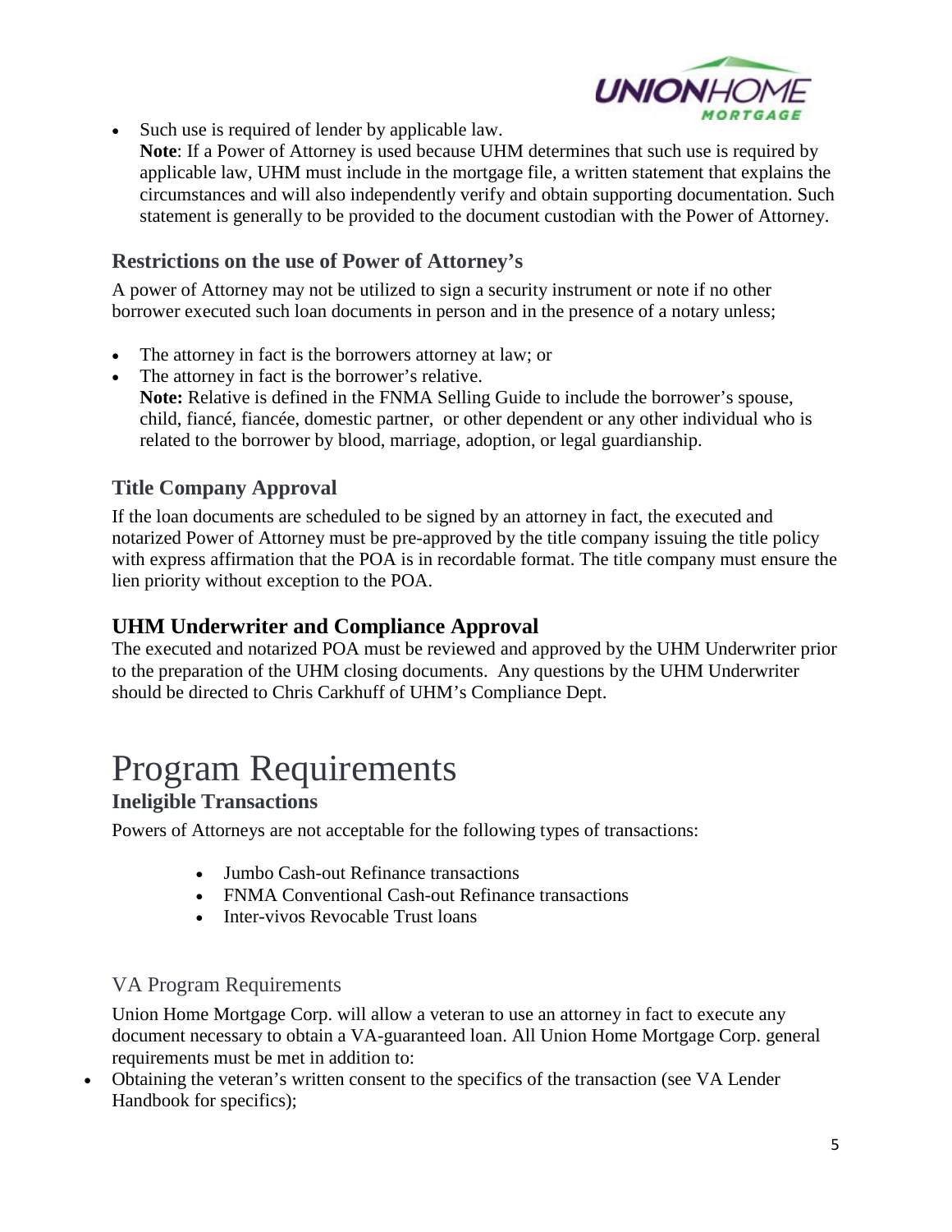- Such use is required of lender by applicable law.
  **Note**: If a Power of Attorney is used because UHM determines that such use is required by applicable law, UHM must include in the mortgage file, a written statement that explains the circumstances and will also independently verify and obtain supporting documentation. Such statement is generally to be provided to the document custodian with the Power of Attorney.

### Restrictions on the use of Power of Attorney's

A power of Attorney may not be utilized to sign a security instrument or note if no other borrower executed such loan documents in person and in the presence of a notary unless;

- The attorney in fact is the borrowers attorney at law; or
- The attorney in fact is the borrower's relative.
  **Note:** Relative is defined in the FNMA Selling Guide to include the borrower's spouse, child, fiancé, fiancée, domestic partner, or other dependent or any other individual who is related to the borrower by blood, marriage, adoption, or legal guardianship.

### Title Company Approval

If the loan documents are scheduled to be signed by an attorney in fact, the executed and notarized Power of Attorney must be pre-approved by the title company issuing the title policy with express affirmation that the POA is in recordable format. The title company must ensure the lien priority without exception to the POA.

### UHM Underwriter and Compliance Approval

The executed and notarized POA must be reviewed and approved by the UHM Underwriter prior to the preparation of the UHM closing documents. Any questions by the UHM Underwriter should be directed to Chris Carkhuff of UHM's Compliance Dept.

# Program Requirements

### Ineligible Transactions

Powers of Attorneys are not acceptable for the following types of transactions:

- Jumbo Cash-out Refinance transactions
- FNMA Conventional Cash-out Refinance transactions
- Inter-vivos Revocable Trust loans

### VA Program Requirements

Union Home Mortgage Corp. will allow a veteran to use an attorney in fact to execute any document necessary to obtain a VA-guaranteed loan. All Union Home Mortgage Corp. general requirements must be met in addition to:

- Obtaining the veteran's written consent to the specifics of the transaction (see VA Lender Handbook for specifics);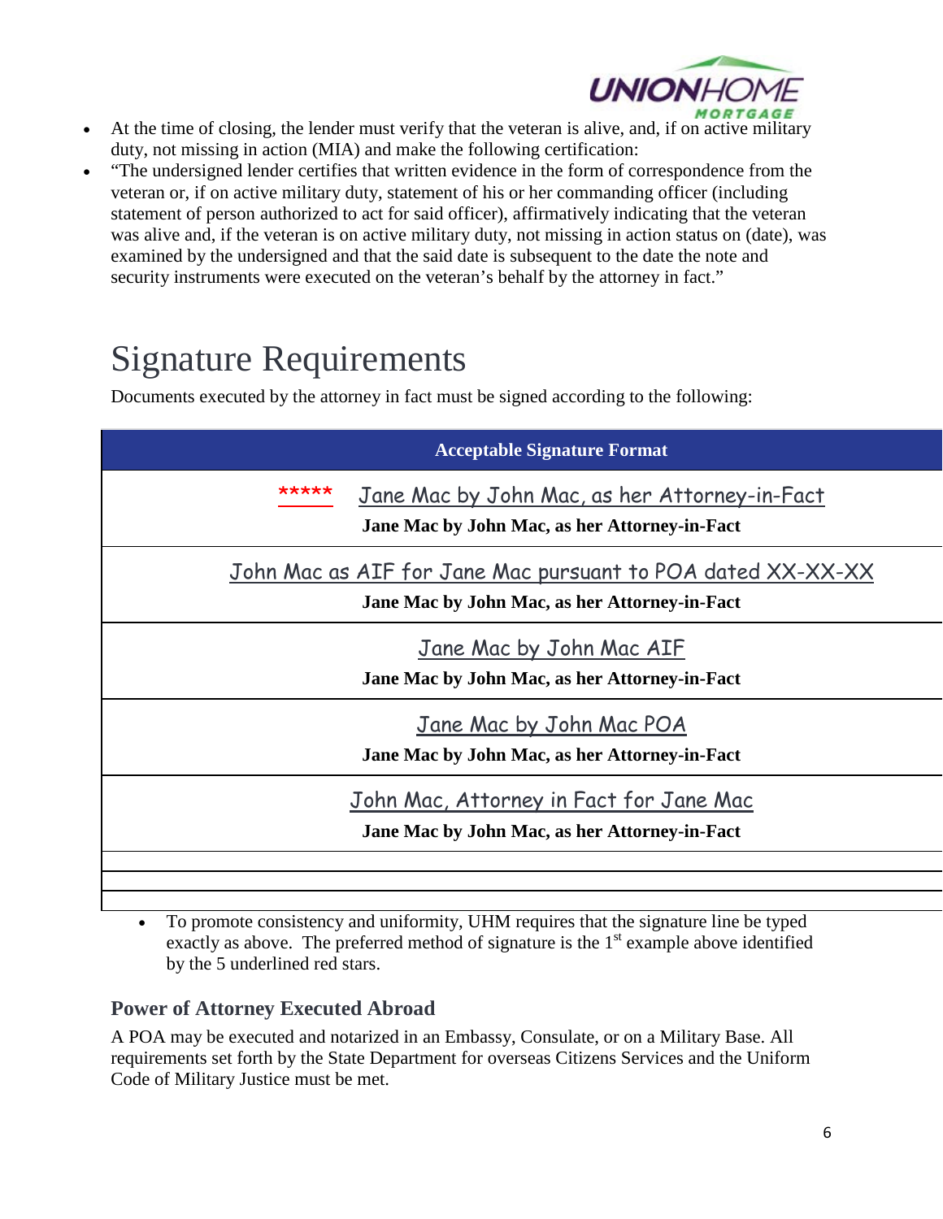- At the time of closing, the lender must verify that the veteran is alive, and, if on active military duty, not missing in action (MIA) and make the following certification:
- "The undersigned lender certifies that written evidence in the form of correspondence from the veteran or, if on active military duty, statement of his or her commanding officer (including statement of person authorized to act for said officer), affirmatively indicating that the veteran was alive and, if the veteran is on active military duty, not missing in action status on (date), was examined by the undersigned and that the said date is subsequent to the date the note and security instruments were executed on the veteran's behalf by the attorney in fact."

# Signature Requirements

Documents executed by the attorney in fact must be signed according to the following:

| Acceptable Signature Format |
|---|
| ***** Jane Mac by John Mac, as her Attorney-in-Fact<br>**Jane Mac by John Mac, as her Attorney-in-Fact** |
| John Mac as AIF for Jane Mac pursuant to POA dated XX-XX-XX<br>**Jane Mac by John Mac, as her Attorney-in-Fact** |
| Jane Mac by John Mac AIF<br>**Jane Mac by John Mac, as her Attorney-in-Fact** |
| Jane Mac by John Mac POA<br>**Jane Mac by John Mac, as her Attorney-in-Fact** |
| John Mac, Attorney in Fact for Jane Mac<br>**Jane Mac by John Mac, as her Attorney-in-Fact** |
| |
| |
| |

- To promote consistency and uniformity, UHM requires that the signature line be typed exactly as above. The preferred method of signature is the 1st example above identified by the 5 underlined red stars.

### Power of Attorney Executed Abroad

A POA may be executed and notarized in an Embassy, Consulate, or on a Military Base. All requirements set forth by the State Department for overseas Citizens Services and the Uniform Code of Military Justice must be met.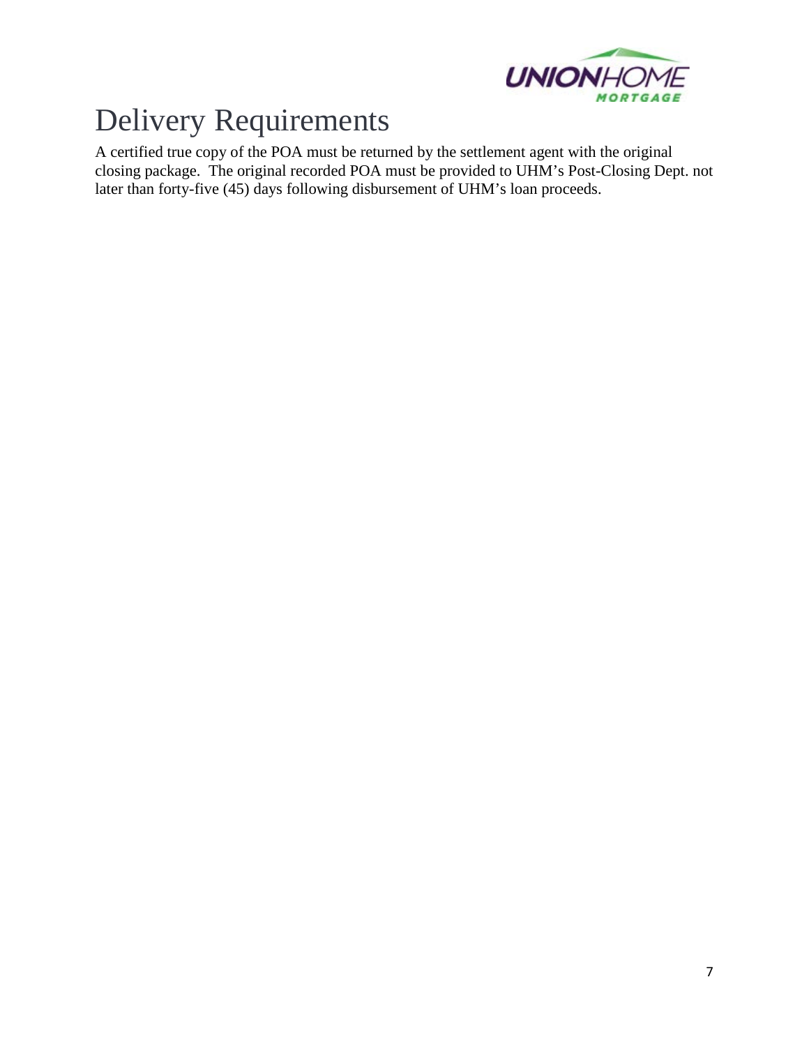# Delivery Requirements

A certified true copy of the POA must be returned by the settlement agent with the original closing package. The original recorded POA must be provided to UHM's Post-Closing Dept. not later than forty-five (45) days following disbursement of UHM's loan proceeds.